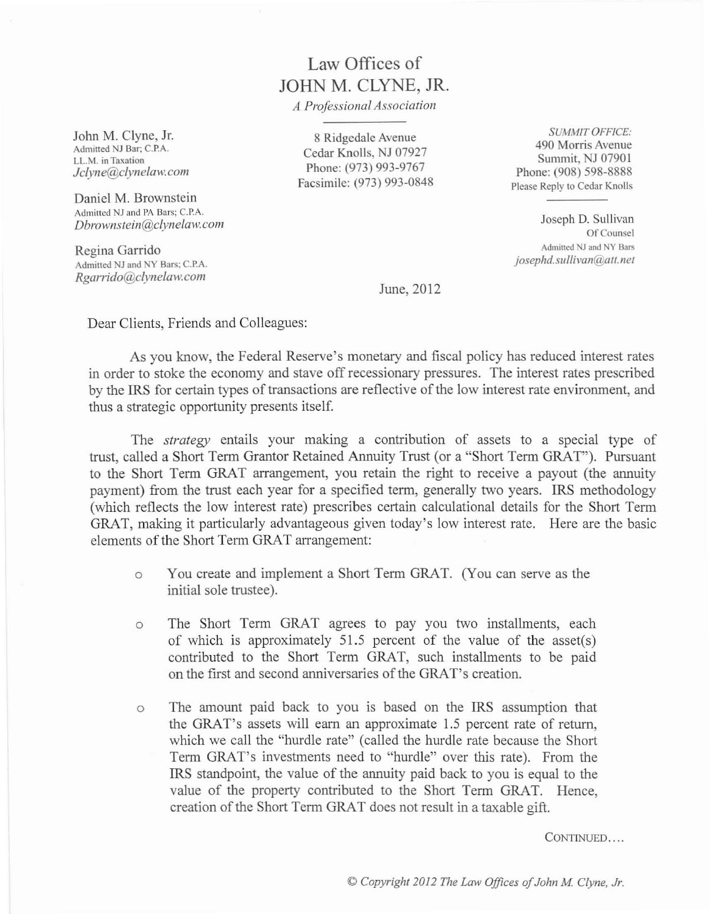# Law Offices of
# JOHN M. CLYNE, JR.

*A Professional Association*

John M. Clyne, Jr.
Admitted NJ Bar; C.P.A.
LL.M. in Taxation
*Jclyne@clynelaw.com*

Daniel M. Brownstein
Admitted NJ and PA Bars; C.P.A.
*Dbrownstein@clynelaw.com*

Regina Garrido
Admitted NJ and NY Bars; C.P.A.
*Rgarrido@clynelaw.com*

8 Ridgedale Avenue
Cedar Knolls, NJ 07927
Phone: (973) 993-9767
Facsimile: (973) 993-0848

*SUMMIT OFFICE:*
490 Morris Avenue
Summit, NJ 07901
Phone: (908) 598-8888
Please Reply to Cedar Knolls

Joseph D. Sullivan
Of Counsel
Admitted NJ and NY Bars
*josephd.sullivan@att.net*

June, 2012

Dear Clients, Friends and Colleagues:

As you know, the Federal Reserve's monetary and fiscal policy has reduced interest rates in order to stoke the economy and stave off recessionary pressures. The interest rates prescribed by the IRS for certain types of transactions are reflective of the low interest rate environment, and thus a strategic opportunity presents itself.

The *strategy* entails your making a contribution of assets to a special type of trust, called a Short Term Grantor Retained Annuity Trust (or a "Short Term GRAT"). Pursuant to the Short Term GRAT arrangement, you retain the right to receive a payout (the annuity payment) from the trust each year for a specified term, generally two years. IRS methodology (which reflects the low interest rate) prescribes certain calculational details for the Short Term GRAT, making it particularly advantageous given today's low interest rate. Here are the basic elements of the Short Term GRAT arrangement:

- You create and implement a Short Term GRAT. (You can serve as the initial sole trustee).

- The Short Term GRAT agrees to pay you two installments, each of which is approximately 51.5 percent of the value of the asset(s) contributed to the Short Term GRAT, such installments to be paid on the first and second anniversaries of the GRAT's creation.

- The amount paid back to you is based on the IRS assumption that the GRAT's assets will earn an approximate 1.5 percent rate of return, which we call the "hurdle rate" (called the hurdle rate because the Short Term GRAT's investments need to "hurdle" over this rate). From the IRS standpoint, the value of the annuity paid back to you is equal to the value of the property contributed to the Short Term GRAT. Hence, creation of the Short Term GRAT does not result in a taxable gift.

CONTINUED....

*© Copyright 2012 The Law Offices of John M. Clyne, Jr.*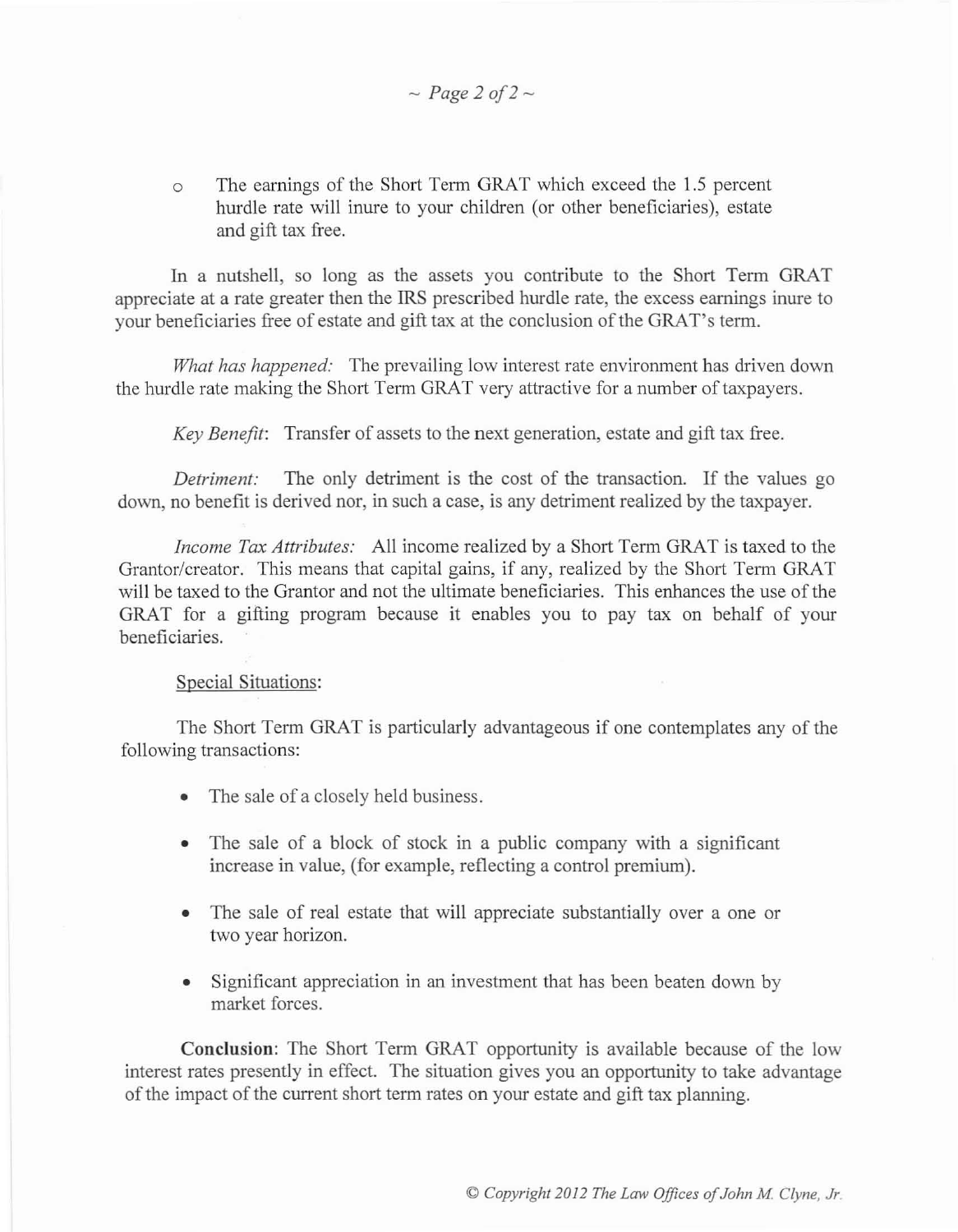- The earnings of the Short Term GRAT which exceed the 1.5 percent hurdle rate will inure to your children (or other beneficiaries), estate and gift tax free.

In a nutshell, so long as the assets you contribute to the Short Term GRAT appreciate at a rate greater then the IRS prescribed hurdle rate, the excess earnings inure to your beneficiaries free of estate and gift tax at the conclusion of the GRAT's term.

*What has happened:* The prevailing low interest rate environment has driven down the hurdle rate making the Short Term GRAT very attractive for a number of taxpayers.

*Key Benefit*: Transfer of assets to the next generation, estate and gift tax free.

*Detriment:* The only detriment is the cost of the transaction. If the values go down, no benefit is derived nor, in such a case, is any detriment realized by the taxpayer.

*Income Tax Attributes:* All income realized by a Short Term GRAT is taxed to the Grantor/creator. This means that capital gains, if any, realized by the Short Term GRAT will be taxed to the Grantor and not the ultimate beneficiaries. This enhances the use of the GRAT for a gifting program because it enables you to pay tax on behalf of your beneficiaries.

Special Situations:

The Short Term GRAT is particularly advantageous if one contemplates any of the following transactions:

- The sale of a closely held business.
- The sale of a block of stock in a public company with a significant increase in value, (for example, reflecting a control premium).
- The sale of real estate that will appreciate substantially over a one or two year horizon.
- Significant appreciation in an investment that has been beaten down by market forces.

**Conclusion**: The Short Term GRAT opportunity is available because of the low interest rates presently in effect. The situation gives you an opportunity to take advantage of the impact of the current short term rates on your estate and gift tax planning.

*© Copyright 2012 The Law Offices of John M. Clyne, Jr.*